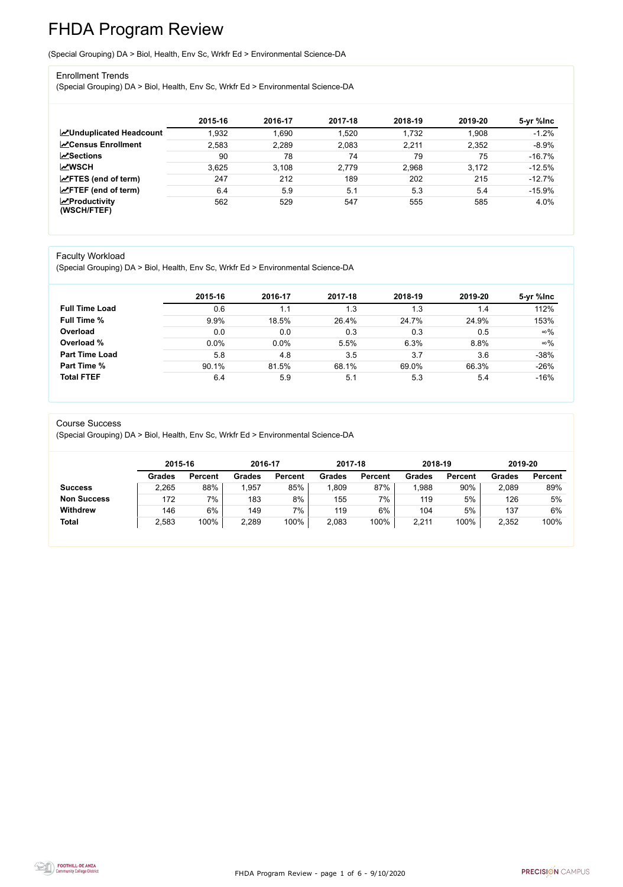# FHDA Program Review

(Special Grouping) DA > Biol, Health, Env Sc, Wrkfr Ed > Environmental Science-DA

## Enrollment Trends

(Special Grouping) DA > Biol, Health, Env Sc, Wrkfr Ed > Environmental Science-DA

| | 2015-16 | 2016-17 | 2017-18 | 2018-19 | 2019-20 | 5-yr %Inc |
|---|---|---|---|---|---|---|
| **Unduplicated Headcount** | 1,932 | 1,690 | 1,520 | 1,732 | 1,908 | -1.2% |
| **Census Enrollment** | 2,583 | 2,289 | 2,083 | 2,211 | 2,352 | -8.9% |
| **Sections** | 90 | 78 | 74 | 79 | 75 | -16.7% |
| **WSCH** | 3,625 | 3,108 | 2,779 | 2,968 | 3,172 | -12.5% |
| **FTES (end of term)** | 247 | 212 | 189 | 202 | 215 | -12.7% |
| **FTEF (end of term)** | 6.4 | 5.9 | 5.1 | 5.3 | 5.4 | -15.9% |
| **Productivity (WSCH/FTEF)** | 562 | 529 | 547 | 555 | 585 | 4.0% |

## Faculty Workload

(Special Grouping) DA > Biol, Health, Env Sc, Wrkfr Ed > Environmental Science-DA

| | 2015-16 | 2016-17 | 2017-18 | 2018-19 | 2019-20 | 5-yr %Inc |
|---|---|---|---|---|---|---|
| **Full Time Load** | 0.6 | 1.1 | 1.3 | 1.3 | 1.4 | 112% |
| **Full Time %** | 9.9% | 18.5% | 26.4% | 24.7% | 24.9% | 153% |
| **Overload** | 0.0 | 0.0 | 0.3 | 0.3 | 0.5 | ∞% |
| **Overload %** | 0.0% | 0.0% | 5.5% | 6.3% | 8.8% | ∞% |
| **Part Time Load** | 5.8 | 4.8 | 3.5 | 3.7 | 3.6 | -38% |
| **Part Time %** | 90.1% | 81.5% | 68.1% | 69.0% | 66.3% | -26% |
| **Total FTEF** | 6.4 | 5.9 | 5.1 | 5.3 | 5.4 | -16% |

## Course Success

(Special Grouping) DA > Biol, Health, Env Sc, Wrkfr Ed > Environmental Science-DA

| | 2015-16 | | 2016-17 | | 2017-18 | | 2018-19 | | 2019-20 | |
|---|---|---|---|---|---|---|---|---|---|---|
| | **Grades** | **Percent** | **Grades** | **Percent** | **Grades** | **Percent** | **Grades** | **Percent** | **Grades** | **Percent** |
| **Success** | 2,265 | 88% | 1,957 | 85% | 1,809 | 87% | 1,988 | 90% | 2,089 | 89% |
| **Non Success** | 172 | 7% | 183 | 8% | 155 | 7% | 119 | 5% | 126 | 5% |
| **Withdrew** | 146 | 6% | 149 | 7% | 119 | 6% | 104 | 5% | 137 | 6% |
| **Total** | 2,583 | 100% | 2,289 | 100% | 2,083 | 100% | 2,211 | 100% | 2,352 | 100% |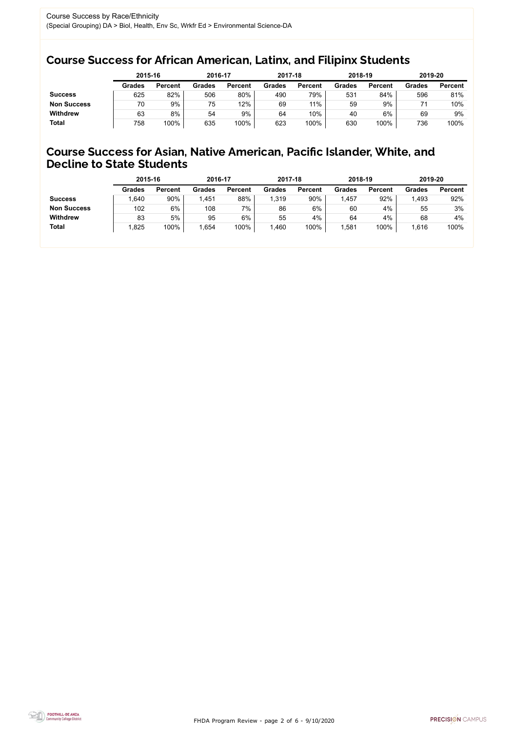Course Success by Race/Ethnicity

(Special Grouping) DA > Biol, Health, Env Sc, Wrkfr Ed > Environmental Science-DA

## Course Success for African American, Latinx, and Filipinx Students

| | 2015-16 | | 2016-17 | | 2017-18 | | 2018-19 | | 2019-20 | |
|---|---|---|---|---|---|---|---|---|---|---|
| | Grades | Percent | Grades | Percent | Grades | Percent | Grades | Percent | Grades | Percent |
| **Success** | 625 | 82% | 506 | 80% | 490 | 79% | 531 | 84% | 596 | 81% |
| **Non Success** | 70 | 9% | 75 | 12% | 69 | 11% | 59 | 9% | 71 | 10% |
| **Withdrew** | 63 | 8% | 54 | 9% | 64 | 10% | 40 | 6% | 69 | 9% |
| **Total** | 758 | 100% | 635 | 100% | 623 | 100% | 630 | 100% | 736 | 100% |

## Course Success for Asian, Native American, Pacific Islander, White, and Decline to State Students

| | 2015-16 | | 2016-17 | | 2017-18 | | 2018-19 | | 2019-20 | |
|---|---|---|---|---|---|---|---|---|---|---|
| | Grades | Percent | Grades | Percent | Grades | Percent | Grades | Percent | Grades | Percent |
| **Success** | 1,640 | 90% | 1,451 | 88% | 1,319 | 90% | 1,457 | 92% | 1,493 | 92% |
| **Non Success** | 102 | 6% | 108 | 7% | 86 | 6% | 60 | 4% | 55 | 3% |
| **Withdrew** | 83 | 5% | 95 | 6% | 55 | 4% | 64 | 4% | 68 | 4% |
| **Total** | 1,825 | 100% | 1,654 | 100% | 1,460 | 100% | 1,581 | 100% | 1,616 | 100% |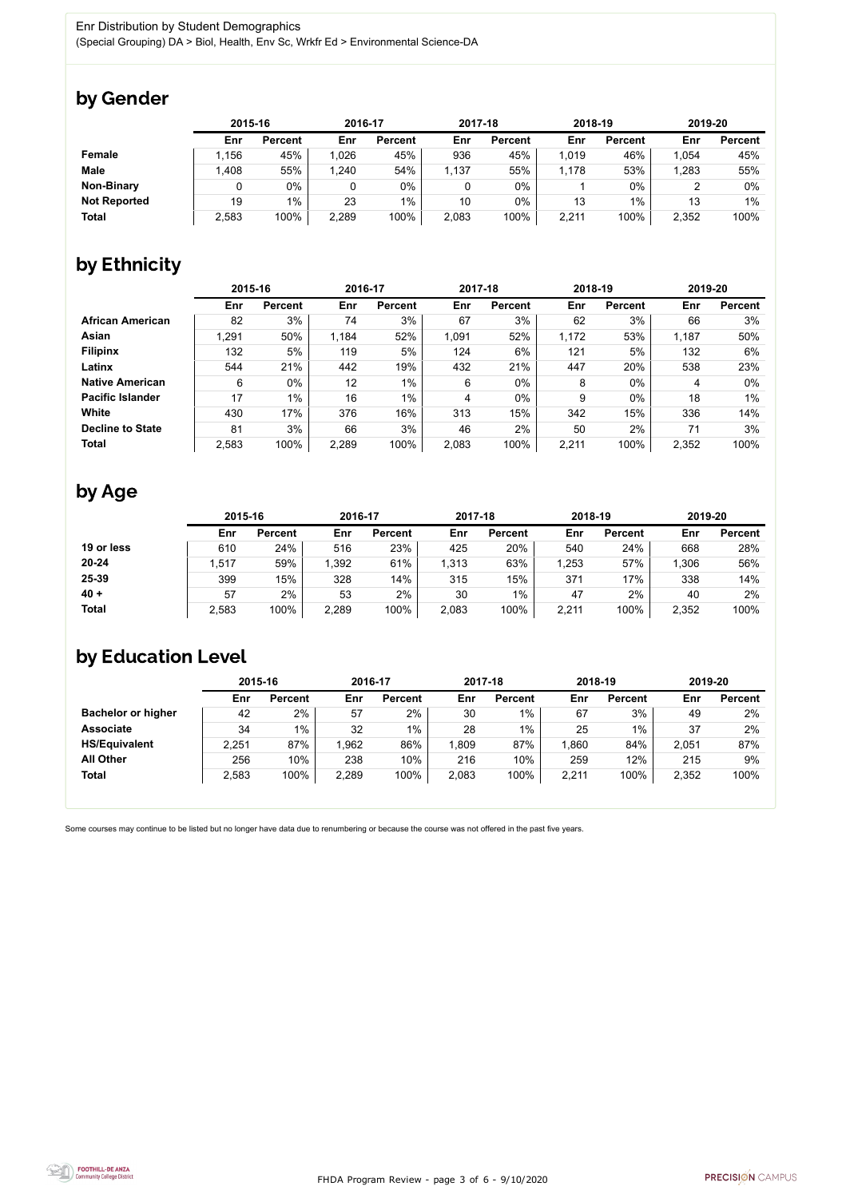Enr Distribution by Student Demographics

(Special Grouping) DA > Biol, Health, Env Sc, Wrkfr Ed > Environmental Science-DA

## by Gender

| | 2015-16 | | 2016-17 | | 2017-18 | | 2018-19 | | 2019-20 | |
|---|---|---|---|---|---|---|---|---|---|---|
| | Enr | Percent | Enr | Percent | Enr | Percent | Enr | Percent | Enr | Percent |
| **Female** | 1,156 | 45% | 1,026 | 45% | 936 | 45% | 1,019 | 46% | 1,054 | 45% |
| **Male** | 1,408 | 55% | 1,240 | 54% | 1,137 | 55% | 1,178 | 53% | 1,283 | 55% |
| **Non-Binary** | 0 | 0% | 0 | 0% | 0 | 0% | 1 | 0% | 2 | 0% |
| **Not Reported** | 19 | 1% | 23 | 1% | 10 | 0% | 13 | 1% | 13 | 1% |
| **Total** | 2,583 | 100% | 2,289 | 100% | 2,083 | 100% | 2,211 | 100% | 2,352 | 100% |

## by Ethnicity

| | 2015-16 | | 2016-17 | | 2017-18 | | 2018-19 | | 2019-20 | |
|---|---|---|---|---|---|---|---|---|---|---|
| | Enr | Percent | Enr | Percent | Enr | Percent | Enr | Percent | Enr | Percent |
| **African American** | 82 | 3% | 74 | 3% | 67 | 3% | 62 | 3% | 66 | 3% |
| **Asian** | 1,291 | 50% | 1,184 | 52% | 1,091 | 52% | 1,172 | 53% | 1,187 | 50% |
| **Filipinx** | 132 | 5% | 119 | 5% | 124 | 6% | 121 | 5% | 132 | 6% |
| **Latinx** | 544 | 21% | 442 | 19% | 432 | 21% | 447 | 20% | 538 | 23% |
| **Native American** | 6 | 0% | 12 | 1% | 6 | 0% | 8 | 0% | 4 | 0% |
| **Pacific Islander** | 17 | 1% | 16 | 1% | 4 | 0% | 9 | 0% | 18 | 1% |
| **White** | 430 | 17% | 376 | 16% | 313 | 15% | 342 | 15% | 336 | 14% |
| **Decline to State** | 81 | 3% | 66 | 3% | 46 | 2% | 50 | 2% | 71 | 3% |
| **Total** | 2,583 | 100% | 2,289 | 100% | 2,083 | 100% | 2,211 | 100% | 2,352 | 100% |

## by Age

| | 2015-16 | | 2016-17 | | 2017-18 | | 2018-19 | | 2019-20 | |
|---|---|---|---|---|---|---|---|---|---|---|
| | Enr | Percent | Enr | Percent | Enr | Percent | Enr | Percent | Enr | Percent |
| **19 or less** | 610 | 24% | 516 | 23% | 425 | 20% | 540 | 24% | 668 | 28% |
| **20-24** | 1,517 | 59% | 1,392 | 61% | 1,313 | 63% | 1,253 | 57% | 1,306 | 56% |
| **25-39** | 399 | 15% | 328 | 14% | 315 | 15% | 371 | 17% | 338 | 14% |
| **40 +** | 57 | 2% | 53 | 2% | 30 | 1% | 47 | 2% | 40 | 2% |
| **Total** | 2,583 | 100% | 2,289 | 100% | 2,083 | 100% | 2,211 | 100% | 2,352 | 100% |

## by Education Level

| | 2015-16 | | 2016-17 | | 2017-18 | | 2018-19 | | 2019-20 | |
|---|---|---|---|---|---|---|---|---|---|---|
| | Enr | Percent | Enr | Percent | Enr | Percent | Enr | Percent | Enr | Percent |
| **Bachelor or higher** | 42 | 2% | 57 | 2% | 30 | 1% | 67 | 3% | 49 | 2% |
| **Associate** | 34 | 1% | 32 | 1% | 28 | 1% | 25 | 1% | 37 | 2% |
| **HS/Equivalent** | 2,251 | 87% | 1,962 | 86% | 1,809 | 87% | 1,860 | 84% | 2,051 | 87% |
| **All Other** | 256 | 10% | 238 | 10% | 216 | 10% | 259 | 12% | 215 | 9% |
| **Total** | 2,583 | 100% | 2,289 | 100% | 2,083 | 100% | 2,211 | 100% | 2,352 | 100% |

Some courses may continue to be listed but no longer have data due to renumbering or because the course was not offered in the past five years.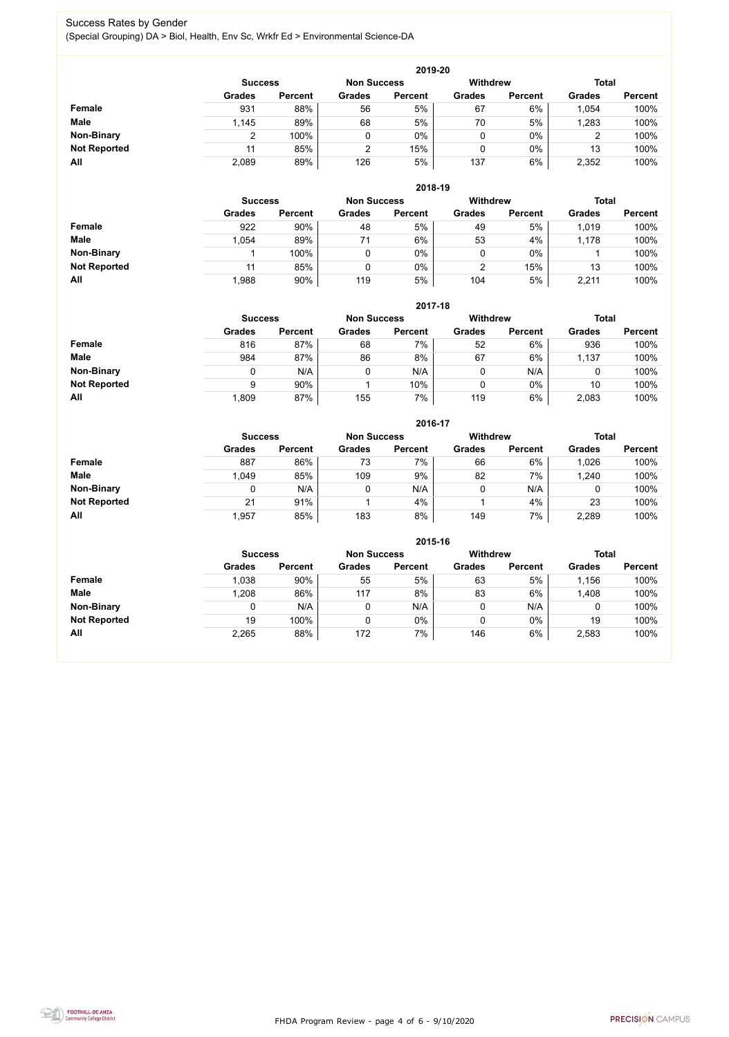## Success Rates by Gender

(Special Grouping) DA > Biol, Health, Env Sc, Wrkfr Ed > Environmental Science-DA

### 2019-20

| | Success | | Non Success | | Withdrew | | Total | |
|---|---|---|---|---|---|---|---|---|
| | Grades | Percent | Grades | Percent | Grades | Percent | Grades | Percent |
| **Female** | 931 | 88% | 56 | 5% | 67 | 6% | 1,054 | 100% |
| **Male** | 1,145 | 89% | 68 | 5% | 70 | 5% | 1,283 | 100% |
| **Non-Binary** | 2 | 100% | 0 | 0% | 0 | 0% | 2 | 100% |
| **Not Reported** | 11 | 85% | 2 | 15% | 0 | 0% | 13 | 100% |
| **All** | 2,089 | 89% | 126 | 5% | 137 | 6% | 2,352 | 100% |

### 2018-19

| | Success | | Non Success | | Withdrew | | Total | |
|---|---|---|---|---|---|---|---|---|
| | Grades | Percent | Grades | Percent | Grades | Percent | Grades | Percent |
| **Female** | 922 | 90% | 48 | 5% | 49 | 5% | 1,019 | 100% |
| **Male** | 1,054 | 89% | 71 | 6% | 53 | 4% | 1,178 | 100% |
| **Non-Binary** | 1 | 100% | 0 | 0% | 0 | 0% | 1 | 100% |
| **Not Reported** | 11 | 85% | 0 | 0% | 2 | 15% | 13 | 100% |
| **All** | 1,988 | 90% | 119 | 5% | 104 | 5% | 2,211 | 100% |

### 2017-18

| | Success | | Non Success | | Withdrew | | Total | |
|---|---|---|---|---|---|---|---|---|
| | Grades | Percent | Grades | Percent | Grades | Percent | Grades | Percent |
| **Female** | 816 | 87% | 68 | 7% | 52 | 6% | 936 | 100% |
| **Male** | 984 | 87% | 86 | 8% | 67 | 6% | 1,137 | 100% |
| **Non-Binary** | 0 | N/A | 0 | N/A | 0 | N/A | 0 | 100% |
| **Not Reported** | 9 | 90% | 1 | 10% | 0 | 0% | 10 | 100% |
| **All** | 1,809 | 87% | 155 | 7% | 119 | 6% | 2,083 | 100% |

### 2016-17

| | Success | | Non Success | | Withdrew | | Total | |
|---|---|---|---|---|---|---|---|---|
| | Grades | Percent | Grades | Percent | Grades | Percent | Grades | Percent |
| **Female** | 887 | 86% | 73 | 7% | 66 | 6% | 1,026 | 100% |
| **Male** | 1,049 | 85% | 109 | 9% | 82 | 7% | 1,240 | 100% |
| **Non-Binary** | 0 | N/A | 0 | N/A | 0 | N/A | 0 | 100% |
| **Not Reported** | 21 | 91% | 1 | 4% | 1 | 4% | 23 | 100% |
| **All** | 1,957 | 85% | 183 | 8% | 149 | 7% | 2,289 | 100% |

### 2015-16

| | Success | | Non Success | | Withdrew | | Total | |
|---|---|---|---|---|---|---|---|---|
| | Grades | Percent | Grades | Percent | Grades | Percent | Grades | Percent |
| **Female** | 1,038 | 90% | 55 | 5% | 63 | 5% | 1,156 | 100% |
| **Male** | 1,208 | 86% | 117 | 8% | 83 | 6% | 1,408 | 100% |
| **Non-Binary** | 0 | N/A | 0 | N/A | 0 | N/A | 0 | 100% |
| **Not Reported** | 19 | 100% | 0 | 0% | 0 | 0% | 19 | 100% |
| **All** | 2,265 | 88% | 172 | 7% | 146 | 6% | 2,583 | 100% |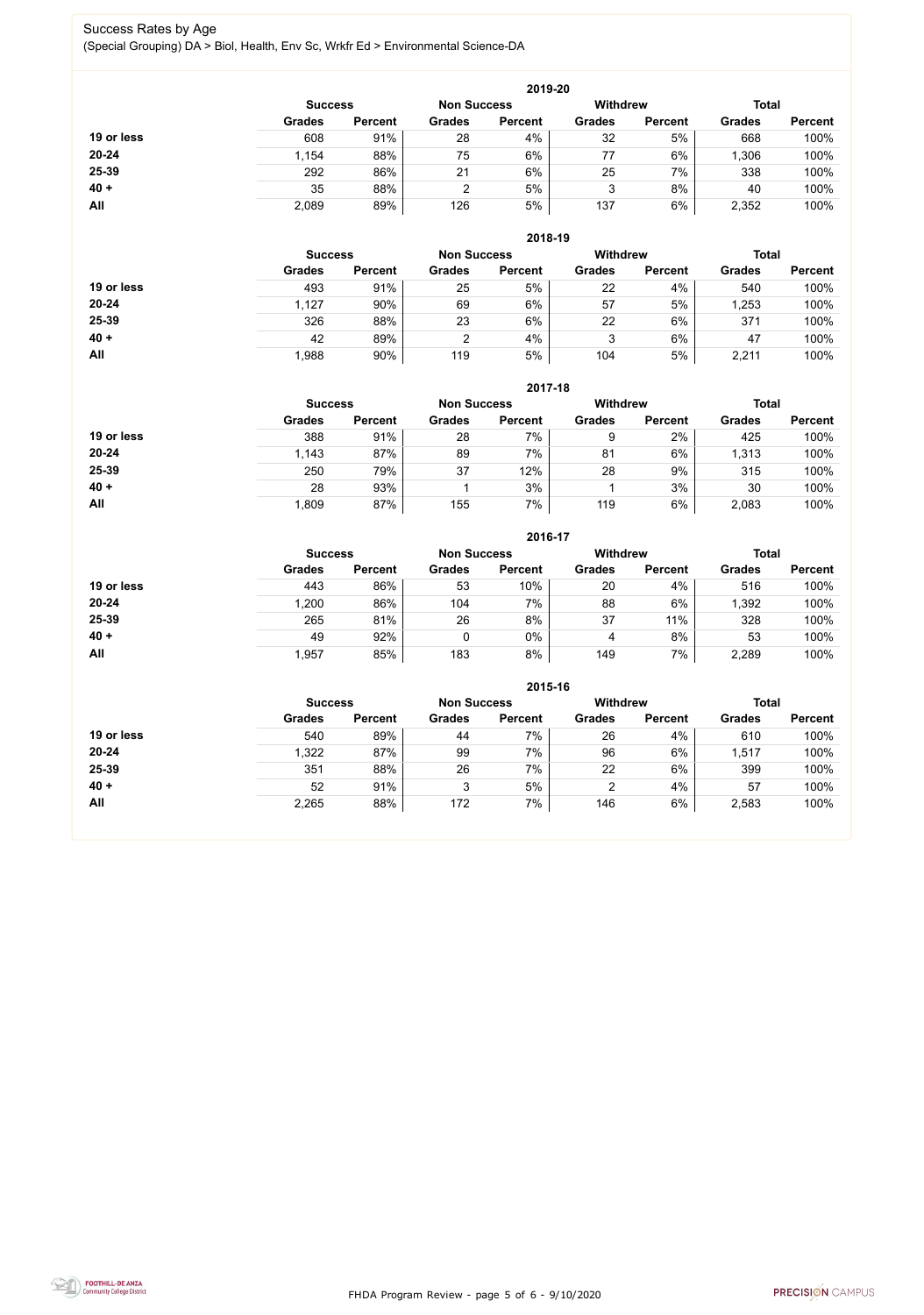Success Rates by Age

(Special Grouping) DA > Biol, Health, Env Sc, Wrkfr Ed > Environmental Science-DA

**2019-20**

| | Success | | Non Success | | Withdrew | | Total | |
|---|---|---|---|---|---|---|---|---|
| | Grades | Percent | Grades | Percent | Grades | Percent | Grades | Percent |
| **19 or less** | 608 | 91% | 28 | 4% | 32 | 5% | 668 | 100% |
| **20-24** | 1,154 | 88% | 75 | 6% | 77 | 6% | 1,306 | 100% |
| **25-39** | 292 | 86% | 21 | 6% | 25 | 7% | 338 | 100% |
| **40 +** | 35 | 88% | 2 | 5% | 3 | 8% | 40 | 100% |
| **All** | 2,089 | 89% | 126 | 5% | 137 | 6% | 2,352 | 100% |

**2018-19**

| | Success | | Non Success | | Withdrew | | Total | |
|---|---|---|---|---|---|---|---|---|
| | Grades | Percent | Grades | Percent | Grades | Percent | Grades | Percent |
| **19 or less** | 493 | 91% | 25 | 5% | 22 | 4% | 540 | 100% |
| **20-24** | 1,127 | 90% | 69 | 6% | 57 | 5% | 1,253 | 100% |
| **25-39** | 326 | 88% | 23 | 6% | 22 | 6% | 371 | 100% |
| **40 +** | 42 | 89% | 2 | 4% | 3 | 6% | 47 | 100% |
| **All** | 1,988 | 90% | 119 | 5% | 104 | 5% | 2,211 | 100% |

**2017-18**

| | Success | | Non Success | | Withdrew | | Total | |
|---|---|---|---|---|---|---|---|---|
| | Grades | Percent | Grades | Percent | Grades | Percent | Grades | Percent |
| **19 or less** | 388 | 91% | 28 | 7% | 9 | 2% | 425 | 100% |
| **20-24** | 1,143 | 87% | 89 | 7% | 81 | 6% | 1,313 | 100% |
| **25-39** | 250 | 79% | 37 | 12% | 28 | 9% | 315 | 100% |
| **40 +** | 28 | 93% | 1 | 3% | 1 | 3% | 30 | 100% |
| **All** | 1,809 | 87% | 155 | 7% | 119 | 6% | 2,083 | 100% |

**2016-17**

| | Success | | Non Success | | Withdrew | | Total | |
|---|---|---|---|---|---|---|---|---|
| | Grades | Percent | Grades | Percent | Grades | Percent | Grades | Percent |
| **19 or less** | 443 | 86% | 53 | 10% | 20 | 4% | 516 | 100% |
| **20-24** | 1,200 | 86% | 104 | 7% | 88 | 6% | 1,392 | 100% |
| **25-39** | 265 | 81% | 26 | 8% | 37 | 11% | 328 | 100% |
| **40 +** | 49 | 92% | 0 | 0% | 4 | 8% | 53 | 100% |
| **All** | 1,957 | 85% | 183 | 8% | 149 | 7% | 2,289 | 100% |

**2015-16**

| | Success | | Non Success | | Withdrew | | Total | |
|---|---|---|---|---|---|---|---|---|
| | Grades | Percent | Grades | Percent | Grades | Percent | Grades | Percent |
| **19 or less** | 540 | 89% | 44 | 7% | 26 | 4% | 610 | 100% |
| **20-24** | 1,322 | 87% | 99 | 7% | 96 | 6% | 1,517 | 100% |
| **25-39** | 351 | 88% | 26 | 7% | 22 | 6% | 399 | 100% |
| **40 +** | 52 | 91% | 3 | 5% | 2 | 4% | 57 | 100% |
| **All** | 2,265 | 88% | 172 | 7% | 146 | 6% | 2,583 | 100% |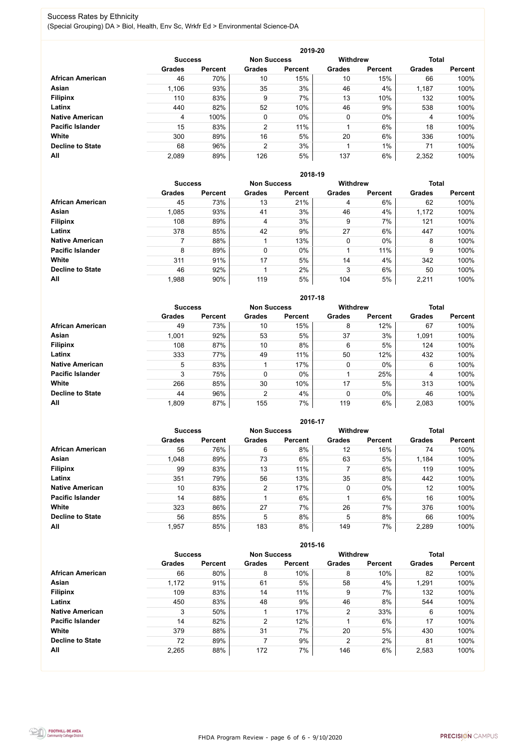## Success Rates by Ethnicity

(Special Grouping) DA > Biol, Health, Env Sc, Wrkfr Ed > Environmental Science-DA

### 2019-20

| | Success | | Non Success | | Withdrew | | Total | |
|---|---|---|---|---|---|---|---|---|
| | Grades | Percent | Grades | Percent | Grades | Percent | Grades | Percent |
| **African American** | 46 | 70% | 10 | 15% | 10 | 15% | 66 | 100% |
| **Asian** | 1,106 | 93% | 35 | 3% | 46 | 4% | 1,187 | 100% |
| **Filipinx** | 110 | 83% | 9 | 7% | 13 | 10% | 132 | 100% |
| **Latinx** | 440 | 82% | 52 | 10% | 46 | 9% | 538 | 100% |
| **Native American** | 4 | 100% | 0 | 0% | 0 | 0% | 4 | 100% |
| **Pacific Islander** | 15 | 83% | 2 | 11% | 1 | 6% | 18 | 100% |
| **White** | 300 | 89% | 16 | 5% | 20 | 6% | 336 | 100% |
| **Decline to State** | 68 | 96% | 2 | 3% | 1 | 1% | 71 | 100% |
| **All** | 2,089 | 89% | 126 | 5% | 137 | 6% | 2,352 | 100% |

### 2018-19

| | Success | | Non Success | | Withdrew | | Total | |
|---|---|---|---|---|---|---|---|---|
| | Grades | Percent | Grades | Percent | Grades | Percent | Grades | Percent |
| **African American** | 45 | 73% | 13 | 21% | 4 | 6% | 62 | 100% |
| **Asian** | 1,085 | 93% | 41 | 3% | 46 | 4% | 1,172 | 100% |
| **Filipinx** | 108 | 89% | 4 | 3% | 9 | 7% | 121 | 100% |
| **Latinx** | 378 | 85% | 42 | 9% | 27 | 6% | 447 | 100% |
| **Native American** | 7 | 88% | 1 | 13% | 0 | 0% | 8 | 100% |
| **Pacific Islander** | 8 | 89% | 0 | 0% | 1 | 11% | 9 | 100% |
| **White** | 311 | 91% | 17 | 5% | 14 | 4% | 342 | 100% |
| **Decline to State** | 46 | 92% | 1 | 2% | 3 | 6% | 50 | 100% |
| **All** | 1,988 | 90% | 119 | 5% | 104 | 5% | 2,211 | 100% |

### 2017-18

| | Success | | Non Success | | Withdrew | | Total | |
|---|---|---|---|---|---|---|---|---|
| | Grades | Percent | Grades | Percent | Grades | Percent | Grades | Percent |
| **African American** | 49 | 73% | 10 | 15% | 8 | 12% | 67 | 100% |
| **Asian** | 1,001 | 92% | 53 | 5% | 37 | 3% | 1,091 | 100% |
| **Filipinx** | 108 | 87% | 10 | 8% | 6 | 5% | 124 | 100% |
| **Latinx** | 333 | 77% | 49 | 11% | 50 | 12% | 432 | 100% |
| **Native American** | 5 | 83% | 1 | 17% | 0 | 0% | 6 | 100% |
| **Pacific Islander** | 3 | 75% | 0 | 0% | 1 | 25% | 4 | 100% |
| **White** | 266 | 85% | 30 | 10% | 17 | 5% | 313 | 100% |
| **Decline to State** | 44 | 96% | 2 | 4% | 0 | 0% | 46 | 100% |
| **All** | 1,809 | 87% | 155 | 7% | 119 | 6% | 2,083 | 100% |

### 2016-17

| | Success | | Non Success | | Withdrew | | Total | |
|---|---|---|---|---|---|---|---|---|
| | Grades | Percent | Grades | Percent | Grades | Percent | Grades | Percent |
| **African American** | 56 | 76% | 6 | 8% | 12 | 16% | 74 | 100% |
| **Asian** | 1,048 | 89% | 73 | 6% | 63 | 5% | 1,184 | 100% |
| **Filipinx** | 99 | 83% | 13 | 11% | 7 | 6% | 119 | 100% |
| **Latinx** | 351 | 79% | 56 | 13% | 35 | 8% | 442 | 100% |
| **Native American** | 10 | 83% | 2 | 17% | 0 | 0% | 12 | 100% |
| **Pacific Islander** | 14 | 88% | 1 | 6% | 1 | 6% | 16 | 100% |
| **White** | 323 | 86% | 27 | 7% | 26 | 7% | 376 | 100% |
| **Decline to State** | 56 | 85% | 5 | 8% | 5 | 8% | 66 | 100% |
| **All** | 1,957 | 85% | 183 | 8% | 149 | 7% | 2,289 | 100% |

### 2015-16

| | Success | | Non Success | | Withdrew | | Total | |
|---|---|---|---|---|---|---|---|---|
| | Grades | Percent | Grades | Percent | Grades | Percent | Grades | Percent |
| **African American** | 66 | 80% | 8 | 10% | 8 | 10% | 82 | 100% |
| **Asian** | 1,172 | 91% | 61 | 5% | 58 | 4% | 1,291 | 100% |
| **Filipinx** | 109 | 83% | 14 | 11% | 9 | 7% | 132 | 100% |
| **Latinx** | 450 | 83% | 48 | 9% | 46 | 8% | 544 | 100% |
| **Native American** | 3 | 50% | 1 | 17% | 2 | 33% | 6 | 100% |
| **Pacific Islander** | 14 | 82% | 2 | 12% | 1 | 6% | 17 | 100% |
| **White** | 379 | 88% | 31 | 7% | 20 | 5% | 430 | 100% |
| **Decline to State** | 72 | 89% | 7 | 9% | 2 | 2% | 81 | 100% |
| **All** | 2,265 | 88% | 172 | 7% | 146 | 6% | 2,583 | 100% |